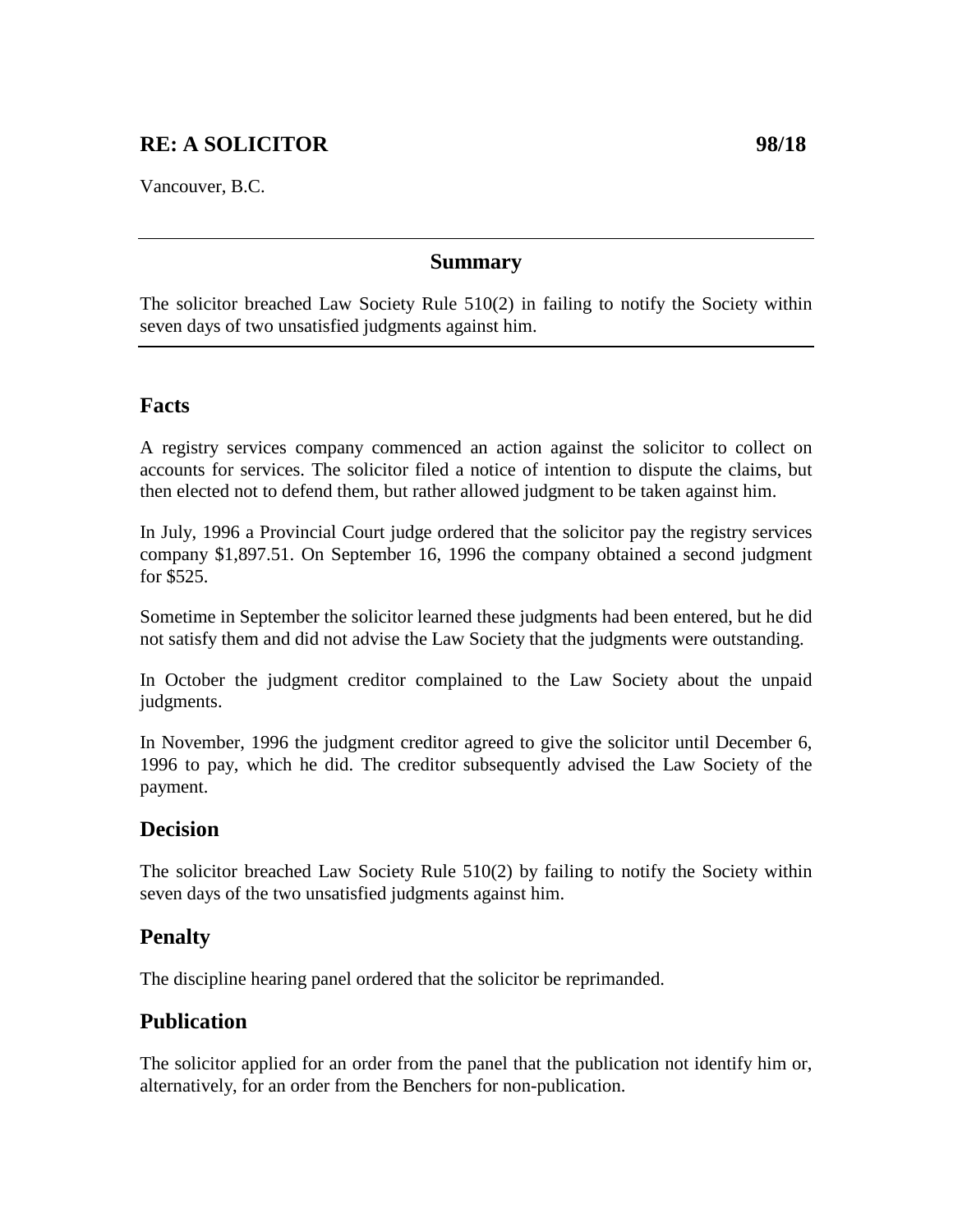# RE: A SOLICITOR 98/18

Vancouver, B.C.

---

## Summary

The solicitor breached Law Society Rule 510(2) in failing to notify the Society within seven days of two unsatisfied judgments against him.

---

## Facts

A registry services company commenced an action against the solicitor to collect on accounts for services. The solicitor filed a notice of intention to dispute the claims, but then elected not to defend them, but rather allowed judgment to be taken against him.

In July, 1996 a Provincial Court judge ordered that the solicitor pay the registry services company $1,897.51. On September 16, 1996 the company obtained a second judgment for $525.

Sometime in September the solicitor learned these judgments had been entered, but he did not satisfy them and did not advise the Law Society that the judgments were outstanding.

In October the judgment creditor complained to the Law Society about the unpaid judgments.

In November, 1996 the judgment creditor agreed to give the solicitor until December 6, 1996 to pay, which he did. The creditor subsequently advised the Law Society of the payment.

## Decision

The solicitor breached Law Society Rule 510(2) by failing to notify the Society within seven days of the two unsatisfied judgments against him.

## Penalty

The discipline hearing panel ordered that the solicitor be reprimanded.

## Publication

The solicitor applied for an order from the panel that the publication not identify him or, alternatively, for an order from the Benchers for non-publication.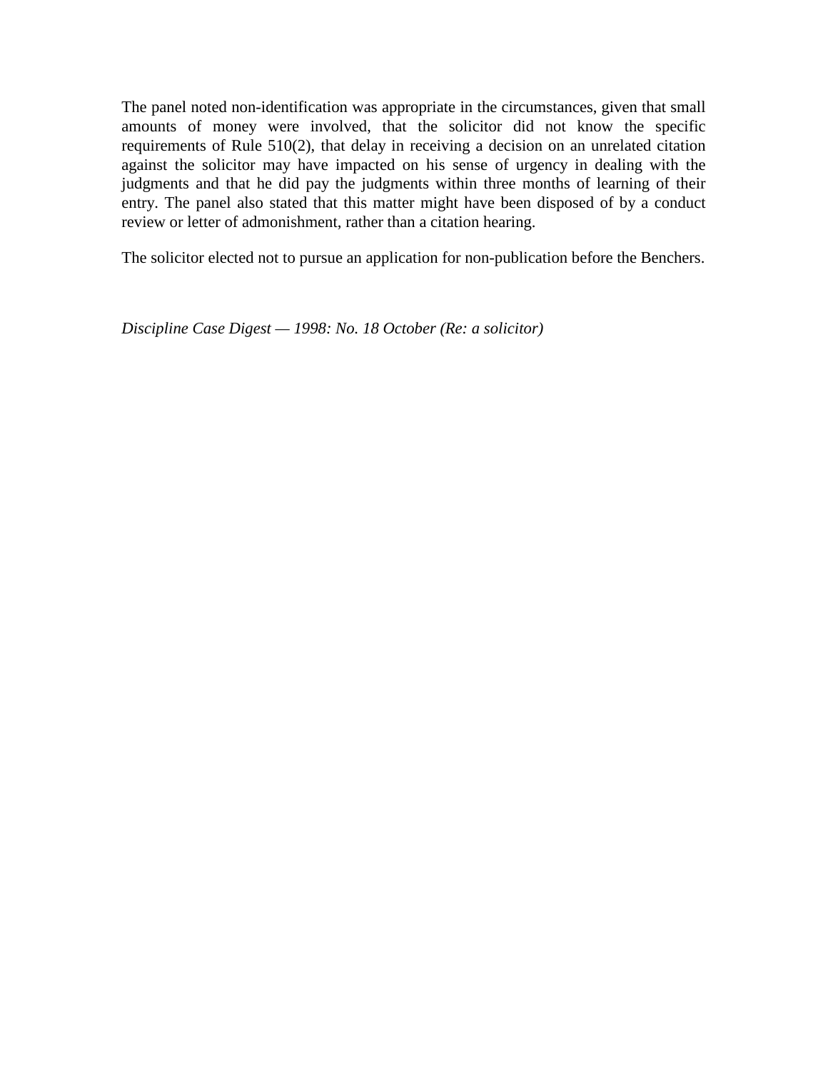The panel noted non-identification was appropriate in the circumstances, given that small amounts of money were involved, that the solicitor did not know the specific requirements of Rule 510(2), that delay in receiving a decision on an unrelated citation against the solicitor may have impacted on his sense of urgency in dealing with the judgments and that he did pay the judgments within three months of learning of their entry. The panel also stated that this matter might have been disposed of by a conduct review or letter of admonishment, rather than a citation hearing.

The solicitor elected not to pursue an application for non-publication before the Benchers.

*Discipline Case Digest — 1998: No. 18 October (Re: a solicitor)*